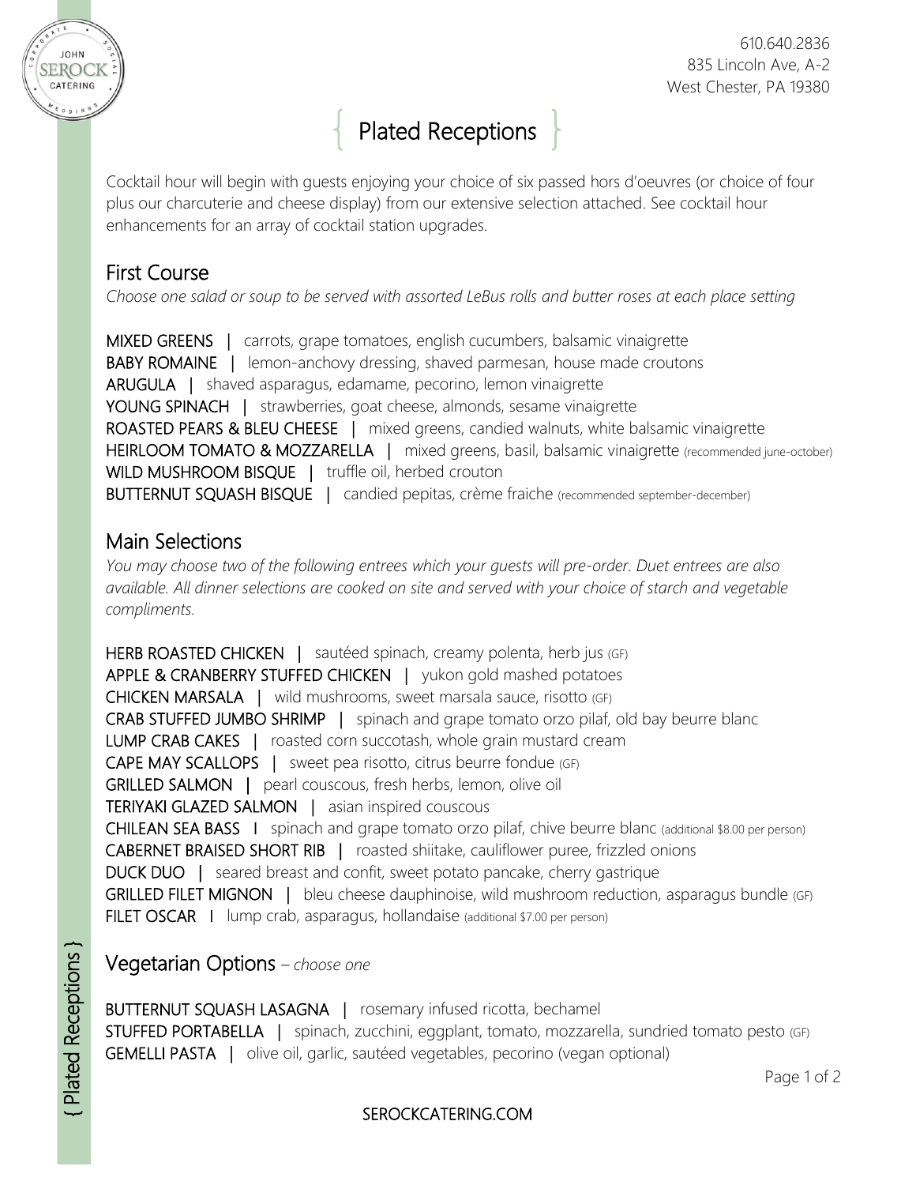610.640.2836
835 Lincoln Ave, A-2
West Chester, PA 19380

# { Plated Receptions }

Cocktail hour will begin with guests enjoying your choice of six passed hors d'oeuvres (or choice of four plus our charcuterie and cheese display) from our extensive selection attached. See cocktail hour enhancements for an array of cocktail station upgrades.

## First Course

*Choose one salad or soup to be served with assorted LeBus rolls and butter roses at each place setting*

MIXED GREENS | carrots, grape tomatoes, english cucumbers, balsamic vinaigrette
BABY ROMAINE | lemon-anchovy dressing, shaved parmesan, house made croutons
ARUGULA | shaved asparagus, edamame, pecorino, lemon vinaigrette
YOUNG SPINACH | strawberries, goat cheese, almonds, sesame vinaigrette
ROASTED PEARS & BLEU CHEESE | mixed greens, candied walnuts, white balsamic vinaigrette
HEIRLOOM TOMATO & MOZZARELLA | mixed greens, basil, balsamic vinaigrette (recommended june-october)
WILD MUSHROOM BISQUE | truffle oil, herbed crouton
BUTTERNUT SQUASH BISQUE | candied pepitas, crème fraiche (recommended september-december)

## Main Selections

*You may choose two of the following entrees which your guests will pre-order. Duet entrees are also available. All dinner selections are cooked on site and served with your choice of starch and vegetable compliments.*

HERB ROASTED CHICKEN | sautéed spinach, creamy polenta, herb jus (GF)
APPLE & CRANBERRY STUFFED CHICKEN | yukon gold mashed potatoes
CHICKEN MARSALA | wild mushrooms, sweet marsala sauce, risotto (GF)
CRAB STUFFED JUMBO SHRIMP | spinach and grape tomato orzo pilaf, old bay beurre blanc
LUMP CRAB CAKES | roasted corn succotash, whole grain mustard cream
CAPE MAY SCALLOPS | sweet pea risotto, citrus beurre fondue (GF)
GRILLED SALMON | pearl couscous, fresh herbs, lemon, olive oil
TERIYAKI GLAZED SALMON | asian inspired couscous
CHILEAN SEA BASS | spinach and grape tomato orzo pilaf, chive beurre blanc (additional $8.00 per person)
CABERNET BRAISED SHORT RIB | roasted shiitake, cauliflower puree, frizzled onions
DUCK DUO | seared breast and confit, sweet potato pancake, cherry gastrique
GRILLED FILET MIGNON | bleu cheese dauphinoise, wild mushroom reduction, asparagus bundle (GF)
FILET OSCAR | lump crab, asparagus, hollandaise (additional $7.00 per person)

## Vegetarian Options – *choose one*

BUTTERNUT SQUASH LASAGNA | rosemary infused ricotta, bechamel
STUFFED PORTABELLA | spinach, zucchini, eggplant, tomato, mozzarella, sundried tomato pesto (GF)
GEMELLI PASTA | olive oil, garlic, sautéed vegetables, pecorino (vegan optional)

SEROCKCATERING.COM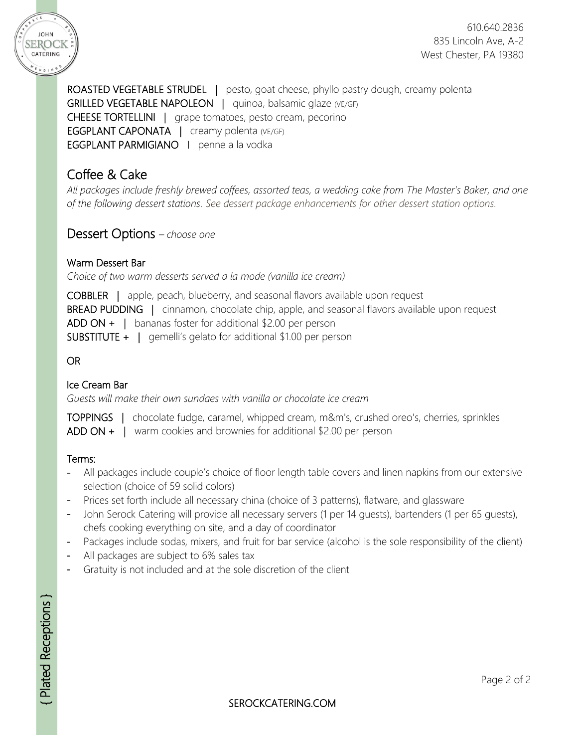**ROASTED VEGETABLE STRUDEL** | pesto, goat cheese, phyllo pastry dough, creamy polenta
**GRILLED VEGETABLE NAPOLEON** | quinoa, balsamic glaze (VE/GF)
**CHEESE TORTELLINI** | grape tomatoes, pesto cream, pecorino
**EGGPLANT CAPONATA** | creamy polenta (VE/GF)
**EGGPLANT PARMIGIANO** | penne a la vodka

## Coffee & Cake

*All packages include freshly brewed coffees, assorted teas, a wedding cake from The Master's Baker, and one of the following dessert stations. See dessert package enhancements for other dessert station options.*

## Dessert Options – *choose one*

### Warm Dessert Bar

*Choice of two warm desserts served a la mode (vanilla ice cream)*

**COBBLER** | apple, peach, blueberry, and seasonal flavors available upon request
**BREAD PUDDING** | cinnamon, chocolate chip, apple, and seasonal flavors available upon request
**ADD ON +** | bananas foster for additional $2.00 per person
**SUBSTITUTE +** | gemelli's gelato for additional $1.00 per person

OR

### Ice Cream Bar

*Guests will make their own sundaes with vanilla or chocolate ice cream*

**TOPPINGS** | chocolate fudge, caramel, whipped cream, m&m's, crushed oreo's, cherries, sprinkles
**ADD ON +** | warm cookies and brownies for additional $2.00 per person

### Terms:

- All packages include couple's choice of floor length table covers and linen napkins from our extensive selection (choice of 59 solid colors)
- Prices set forth include all necessary china (choice of 3 patterns), flatware, and glassware
- John Serock Catering will provide all necessary servers (1 per 14 guests), bartenders (1 per 65 guests), chefs cooking everything on site, and a day of coordinator
- Packages include sodas, mixers, and fruit for bar service (alcohol is the sole responsibility of the client)
- All packages are subject to 6% sales tax
- Gratuity is not included and at the sole discretion of the client